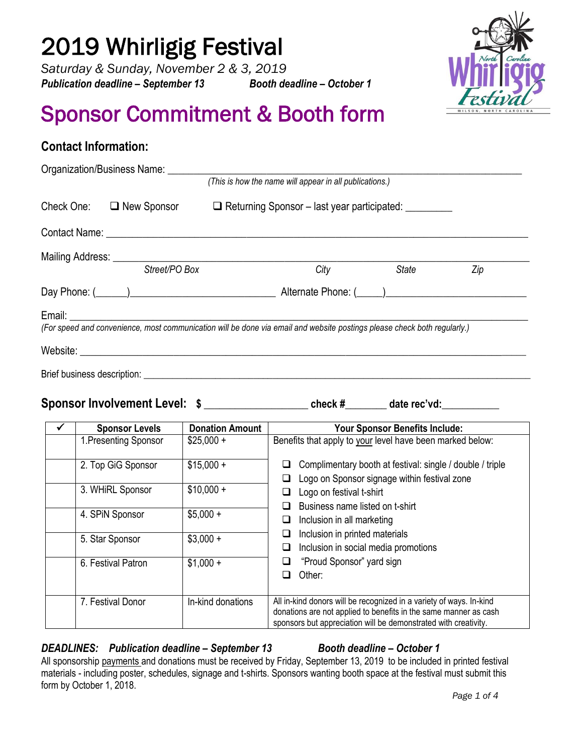# 2019 Whirligig Festival

*Saturday & Sunday, November 2 & 3, 2019*

***Publication deadline – September 13*** ***Booth deadline – October 1***

## Sponsor Commitment & Booth form

### Contact Information:

Organization/Business Name: ______________________________________________

*(This is how the name will appear in all publications.)*

Check One: ❑ New Sponsor ❑ Returning Sponsor – last year participated: _________

Contact Name: ______________________________________________

Mailing Address: ______________________________________________

*Street/PO Box* *City* *State* *Zip*

Day Phone: (______)__________________________ Alternate Phone: (_____)__________________________

Email: ______________________________________________

*(For speed and convenience, most communication will be done via email and website postings please check both regularly.)*

Website: ______________________________________________

Brief business description: ______________________________________________

**Sponsor Involvement Level: $ __________________ check #________ date rec'vd:___________**

| ✓ | Sponsor Levels | Donation Amount | Your Sponsor Benefits Include: |
|---|---|---|---|
| | 1.Presenting Sponsor | $25,000 + | Benefits that apply to your level have been marked below: |
| | 2. Top GiG Sponsor | $15,000 + | ❑ Complimentary booth at festival: single / double / triple<br>❑ Logo on Sponsor signage within festival zone |
| | 3. WHiRL Sponsor | $10,000 + | ❑ Logo on festival t-shirt |
| | 4. SPiN Sponsor | $5,000 + | ❑ Business name listed on t-shirt<br>❑ Inclusion in all marketing |
| | 5. Star Sponsor | $3,000 + | ❑ Inclusion in printed materials<br>❑ Inclusion in social media promotions |
| | 6. Festival Patron | $1,000 + | ❑ "Proud Sponsor" yard sign<br>❑ Other: |
| | 7. Festival Donor | In-kind donations | All in-kind donors will be recognized in a variety of ways. In-kind donations are not applied to benefits in the same manner as cash sponsors but appreciation will be demonstrated with creativity. |

***DEADLINES: Publication deadline – September 13*** ***Booth deadline – October 1***

All sponsorship payments and donations must be received by Friday, September 13, 2019 to be included in printed festival materials - including poster, schedules, signage and t-shirts. Sponsors wanting booth space at the festival must submit this form by October 1, 2018.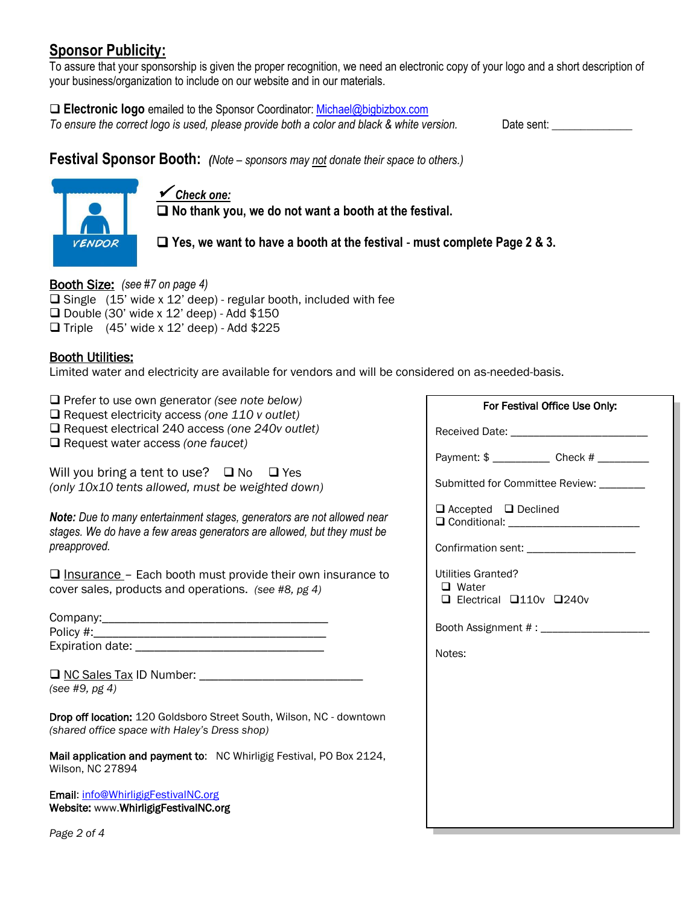## Sponsor Publicity:

To assure that your sponsorship is given the proper recognition, we need an electronic copy of your logo and a short description of your business/organization to include on our website and in our materials.

❑ **Electronic logo** emailed to the Sponsor Coordinator: Michael@bigbizbox.com

*To ensure the correct logo is used, please provide both a color and black & white version.* Date sent: ____________

## Festival Sponsor Booth: *(Note – sponsors may not donate their space to others.)*

✔ ***Check one:***

❑ **No thank you, we do not want a booth at the festival.**

❑ **Yes, we want to have a booth at the festival - must complete Page 2 & 3.**

**Booth Size:** *(see #7 on page 4)*

❑ Single (15' wide x 12' deep) - regular booth, included with fee
❑ Double (30' wide x 12' deep) - Add $150
❑ Triple (45' wide x 12' deep) - Add $225

**Booth Utilities:**

Limited water and electricity are available for vendors and will be considered on as-needed-basis.

❑ Prefer to use own generator *(see note below)*
❑ Request electricity access *(one 110 v outlet)*
❑ Request electrical 240 access *(one 240v outlet)*
❑ Request water access *(one faucet)*

Will you bring a tent to use? ❑ No ❑ Yes
*(only 10x10 tents allowed, must be weighted down)*

***Note:*** *Due to many entertainment stages, generators are not allowed near stages. We do have a few areas generators are allowed, but they must be preapproved.*

❑ Insurance – Each booth must provide their own insurance to cover sales, products and operations. *(see #8, pg 4)*

Company:________________________________
Policy #:________________________________
Expiration date: __________________________

❑ NC Sales Tax ID Number: ______________________
*(see #9, pg 4)*

**Drop off location:** 120 Goldsboro Street South, Wilson, NC - downtown
*(shared office space with Haley's Dress shop)*

**Mail application and payment to**: NC Whirligig Festival, PO Box 2124, Wilson, NC 27894

**Email**: info@WhirligigFestivalNC.org
**Website:** www.**WhirligigFestivalNC.org**

**For Festival Office Use Only:**

Received Date: ______________________

Payment: $ _________ Check # ________

Submitted for Committee Review: _______

❑ Accepted ❑ Declined
❑ Conditional: _____________________

Confirmation sent: _________________

Utilities Granted?
❑ Water
❑ Electrical ❑110v ❑240v

Booth Assignment # : _________________

Notes: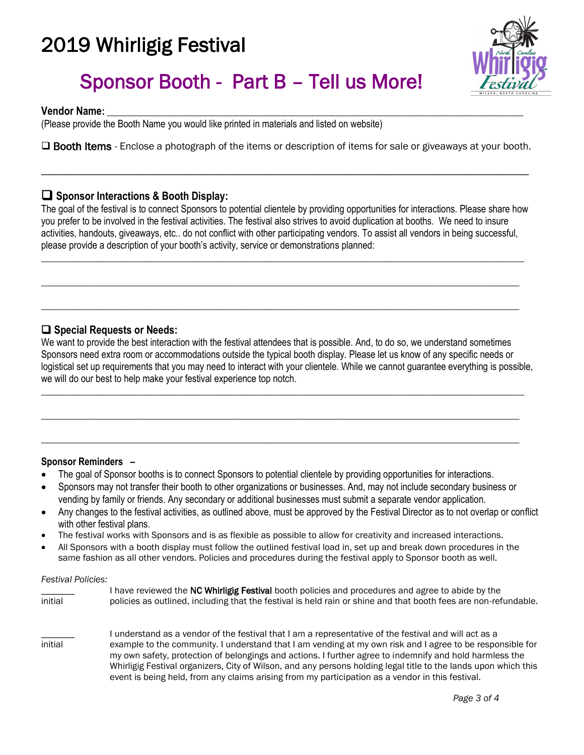# 2019 Whirligig Festival

## Sponsor Booth - Part B – Tell us More!

**Vendor Name**: ___________________________________________________________________________

(Please provide the Booth Name you would like printed in materials and listed on website)

❑ Booth Items - Enclose a photograph of the items or description of items for sale or giveaways at your booth.

_____________________________________________________________________________________

### ❑ Sponsor Interactions & Booth Display:

The goal of the festival is to connect Sponsors to potential clientele by providing opportunities for interactions. Please share how you prefer to be involved in the festival activities. The festival also strives to avoid duplication at booths. We need to insure activities, handouts, giveaways, etc.. do not conflict with other participating vendors. To assist all vendors in being successful, please provide a description of your booth's activity, service or demonstrations planned:

_____________________________________________________________________________________

_____________________________________________________________________________________

_____________________________________________________________________________________

### ❑ Special Requests or Needs:

We want to provide the best interaction with the festival attendees that is possible. And, to do so, we understand sometimes Sponsors need extra room or accommodations outside the typical booth display. Please let us know of any specific needs or logistical set up requirements that you may need to interact with your clientele. While we cannot guarantee everything is possible, we will do our best to help make your festival experience top notch.

_____________________________________________________________________________________

_____________________________________________________________________________________

_____________________________________________________________________________________

**Sponsor Reminders –**

- The goal of Sponsor booths is to connect Sponsors to potential clientele by providing opportunities for interactions.
- Sponsors may not transfer their booth to other organizations or businesses. And, may not include secondary business or vending by family or friends. Any secondary or additional businesses must submit a separate vendor application.
- Any changes to the festival activities, as outlined above, must be approved by the Festival Director as to not overlap or conflict with other festival plans.
- The festival works with Sponsors and is as flexible as possible to allow for creativity and increased interactions.
- All Sponsors with a booth display must follow the outlined festival load in, set up and break down procedures in the same fashion as all other vendors. Policies and procedures during the festival apply to Sponsor booth as well.

*Festival Policies:*

_______ initial — I have reviewed the **NC Whirligig Festival** booth policies and procedures and agree to abide by the policies as outlined, including that the festival is held rain or shine and that booth fees are non-refundable.

_______ initial — I understand as a vendor of the festival that I am a representative of the festival and will act as a example to the community. I understand that I am vending at my own risk and I agree to be responsible for my own safety, protection of belongings and actions. I further agree to indemnify and hold harmless the Whirligig Festival organizers, City of Wilson, and any persons holding legal title to the lands upon which this event is being held, from any claims arising from my participation as a vendor in this festival.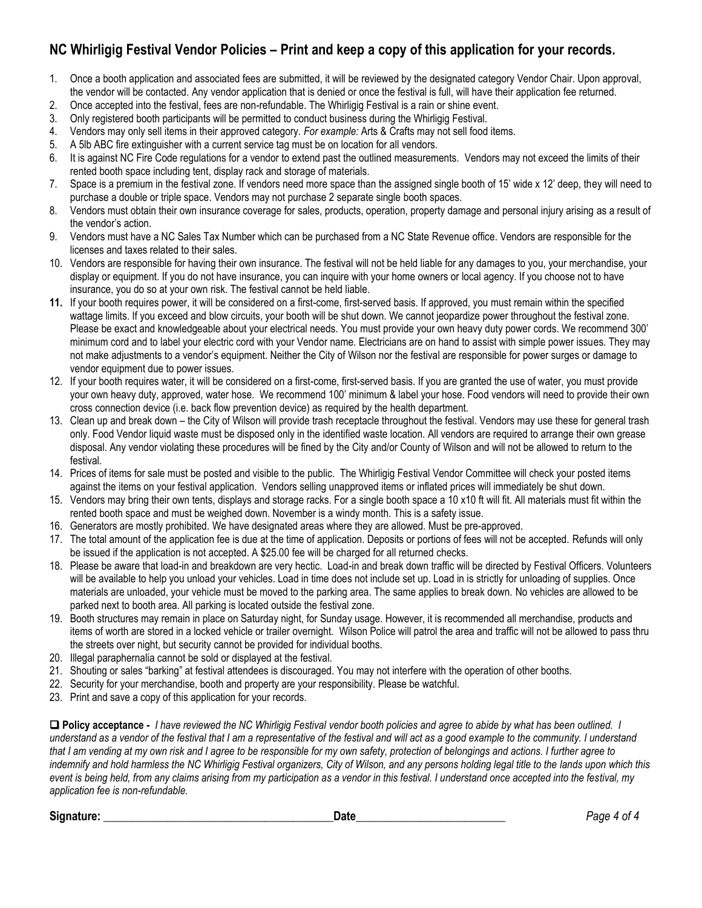## NC Whirligig Festival Vendor Policies – Print and keep a copy of this application for your records.

1. Once a booth application and associated fees are submitted, it will be reviewed by the designated category Vendor Chair. Upon approval, the vendor will be contacted. Any vendor application that is denied or once the festival is full, will have their application fee returned.
2. Once accepted into the festival, fees are non-refundable. The Whirligig Festival is a rain or shine event.
3. Only registered booth participants will be permitted to conduct business during the Whirligig Festival.
4. Vendors may only sell items in their approved category. *For example:* Arts & Crafts may not sell food items.
5. A 5lb ABC fire extinguisher with a current service tag must be on location for all vendors.
6. It is against NC Fire Code regulations for a vendor to extend past the outlined measurements. Vendors may not exceed the limits of their rented booth space including tent, display rack and storage of materials.
7. Space is a premium in the festival zone. If vendors need more space than the assigned single booth of 15' wide x 12' deep, they will need to purchase a double or triple space. Vendors may not purchase 2 separate single booth spaces.
8. Vendors must obtain their own insurance coverage for sales, products, operation, property damage and personal injury arising as a result of the vendor's action.
9. Vendors must have a NC Sales Tax Number which can be purchased from a NC State Revenue office. Vendors are responsible for the licenses and taxes related to their sales.
10. Vendors are responsible for having their own insurance. The festival will not be held liable for any damages to you, your merchandise, your display or equipment. If you do not have insurance, you can inquire with your home owners or local agency. If you choose not to have insurance, you do so at your own risk. The festival cannot be held liable.
11. If your booth requires power, it will be considered on a first-come, first-served basis. If approved, you must remain within the specified wattage limits. If you exceed and blow circuits, your booth will be shut down. We cannot jeopardize power throughout the festival zone. Please be exact and knowledgeable about your electrical needs. You must provide your own heavy duty power cords. We recommend 300' minimum cord and to label your electric cord with your Vendor name. Electricians are on hand to assist with simple power issues. They may not make adjustments to a vendor's equipment. Neither the City of Wilson nor the festival are responsible for power surges or damage to vendor equipment due to power issues.
12. If your booth requires water, it will be considered on a first-come, first-served basis. If you are granted the use of water, you must provide your own heavy duty, approved, water hose. We recommend 100' minimum & label your hose. Food vendors will need to provide their own cross connection device (i.e. back flow prevention device) as required by the health department.
13. Clean up and break down – the City of Wilson will provide trash receptacle throughout the festival. Vendors may use these for general trash only. Food Vendor liquid waste must be disposed only in the identified waste location. All vendors are required to arrange their own grease disposal. Any vendor violating these procedures will be fined by the City and/or County of Wilson and will not be allowed to return to the festival.
14. Prices of items for sale must be posted and visible to the public. The Whirligig Festival Vendor Committee will check your posted items against the items on your festival application. Vendors selling unapproved items or inflated prices will immediately be shut down.
15. Vendors may bring their own tents, displays and storage racks. For a single booth space a 10 x10 ft will fit. All materials must fit within the rented booth space and must be weighed down. November is a windy month. This is a safety issue.
16. Generators are mostly prohibited. We have designated areas where they are allowed. Must be pre-approved.
17. The total amount of the application fee is due at the time of application. Deposits or portions of fees will not be accepted. Refunds will only be issued if the application is not accepted. A $25.00 fee will be charged for all returned checks.
18. Please be aware that load-in and breakdown are very hectic. Load-in and break down traffic will be directed by Festival Officers. Volunteers will be available to help you unload your vehicles. Load in time does not include set up. Load in is strictly for unloading of supplies. Once materials are unloaded, your vehicle must be moved to the parking area. The same applies to break down. No vehicles are allowed to be parked next to booth area. All parking is located outside the festival zone.
19. Booth structures may remain in place on Saturday night, for Sunday usage. However, it is recommended all merchandise, products and items of worth are stored in a locked vehicle or trailer overnight. Wilson Police will patrol the area and traffic will not be allowed to pass thru the streets over night, but security cannot be provided for individual booths.
20. Illegal paraphernalia cannot be sold or displayed at the festival.
21. Shouting or sales "barking" at festival attendees is discouraged. You may not interfere with the operation of other booths.
22. Security for your merchandise, booth and property are your responsibility. Please be watchful.
23. Print and save a copy of this application for your records.

❑ **Policy acceptance -** *I have reviewed the NC Whirligig Festival vendor booth policies and agree to abide by what has been outlined. I understand as a vendor of the festival that I am a representative of the festival and will act as a good example to the community. I understand that I am vending at my own risk and I agree to be responsible for my own safety, protection of belongings and actions. I further agree to indemnify and hold harmless the NC Whirligig Festival organizers, City of Wilson, and any persons holding legal title to the lands upon which this event is being held, from any claims arising from my participation as a vendor in this festival. I understand once accepted into the festival, my application fee is non-refundable.*

**Signature:** ________________________________________ **Date**__________________________